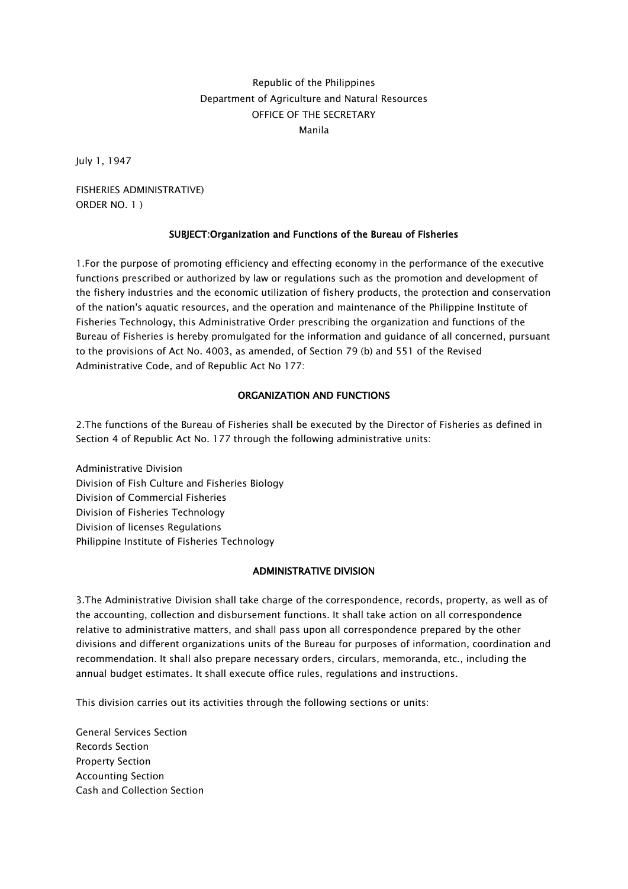Republic of the Philippines
Department of Agriculture and Natural Resources
OFFICE OF THE SECRETARY
Manila

July 1, 1947

FISHERIES ADMINISTRATIVE)
ORDER NO. 1 )

**SUBJECT:Organization and Functions of the Bureau of Fisheries**

1.For the purpose of promoting efficiency and effecting economy in the performance of the executive functions prescribed or authorized by law or regulations such as the promotion and development of the fishery industries and the economic utilization of fishery products, the protection and conservation of the nation's aquatic resources, and the operation and maintenance of the Philippine Institute of Fisheries Technology, this Administrative Order prescribing the organization and functions of the Bureau of Fisheries is hereby promulgated for the information and guidance of all concerned, pursuant to the provisions of Act No. 4003, as amended, of Section 79 (b) and 551 of the Revised Administrative Code, and of Republic Act No 177:

## ORGANIZATION AND FUNCTIONS

2.The functions of the Bureau of Fisheries shall be executed by the Director of Fisheries as defined in Section 4 of Republic Act No. 177 through the following administrative units:

Administrative Division
Division of Fish Culture and Fisheries Biology
Division of Commercial Fisheries
Division of Fisheries Technology
Division of licenses Regulations
Philippine Institute of Fisheries Technology

## ADMINISTRATIVE DIVISION

3.The Administrative Division shall take charge of the correspondence, records, property, as well as of the accounting, collection and disbursement functions. It shall take action on all correspondence relative to administrative matters, and shall pass upon all correspondence prepared by the other divisions and different organizations units of the Bureau for purposes of information, coordination and recommendation. It shall also prepare necessary orders, circulars, memoranda, etc., including the annual budget estimates. It shall execute office rules, regulations and instructions.

This division carries out its activities through the following sections or units:

General Services Section
Records Section
Property Section
Accounting Section
Cash and Collection Section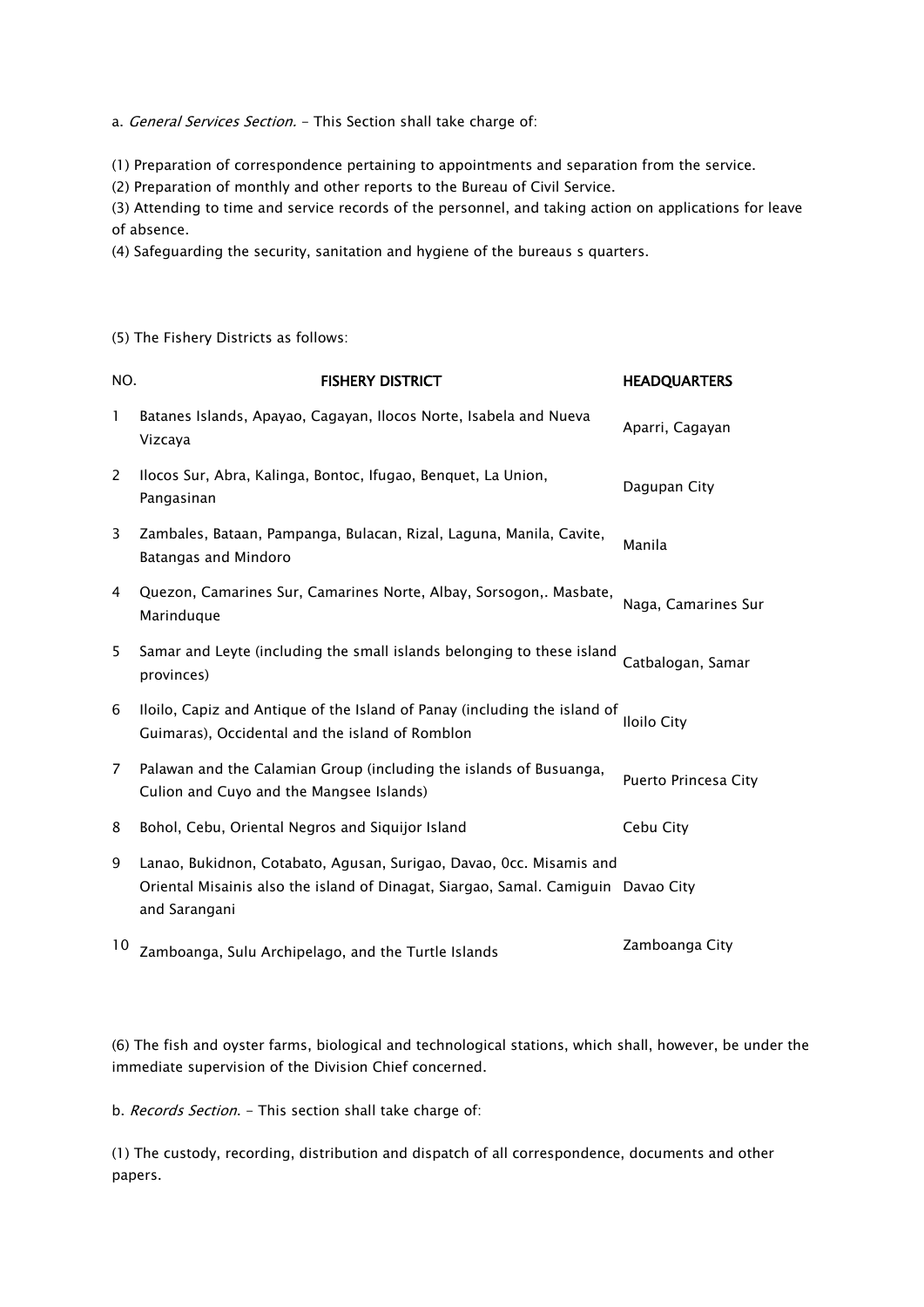a. *General Services Section.* - This Section shall take charge of:

(1) Preparation of correspondence pertaining to appointments and separation from the service.
(2) Preparation of monthly and other reports to the Bureau of Civil Service.
(3) Attending to time and service records of the personnel, and taking action on applications for leave of absence.
(4) Safeguarding the security, sanitation and hygiene of the bureaus s quarters.

(5) The Fishery Districts as follows:

| NO. | FISHERY DISTRICT | HEADQUARTERS |
|---|---|---|
| 1 | Batanes Islands, Apayao, Cagayan, Ilocos Norte, Isabela and Nueva Vizcaya | Aparri, Cagayan |
| 2 | Ilocos Sur, Abra, Kalinga, Bontoc, Ifugao, Benquet, La Union, Pangasinan | Dagupan City |
| 3 | Zambales, Bataan, Pampanga, Bulacan, Rizal, Laguna, Manila, Cavite, Batangas and Mindoro | Manila |
| 4 | Quezon, Camarines Sur, Camarines Norte, Albay, Sorsogon,. Masbate, Marinduque | Naga, Camarines Sur |
| 5 | Samar and Leyte (including the small islands belonging to these island provinces) | Catbalogan, Samar |
| 6 | Iloilo, Capiz and Antique of the Island of Panay (including the island of Guimaras), Occidental and the island of Romblon | Iloilo City |
| 7 | Palawan and the Calamian Group (including the islands of Busuanga, Culion and Cuyo and the Mangsee Islands) | Puerto Princesa City |
| 8 | Bohol, Cebu, Oriental Negros and Siquijor Island | Cebu City |
| 9 | Lanao, Bukidnon, Cotabato, Agusan, Surigao, Davao, 0cc. Misamis and Oriental Misainis also the island of Dinagat, Siargao, Samal. Camiguin and Sarangani | Davao City |
| 10 | Zamboanga, Sulu Archipelago, and the Turtle Islands | Zamboanga City |

(6) The fish and oyster farms, biological and technological stations, which shall, however, be under the immediate supervision of the Division Chief concerned.

b. *Records Section*. - This section shall take charge of:

(1) The custody, recording, distribution and dispatch of all correspondence, documents and other papers.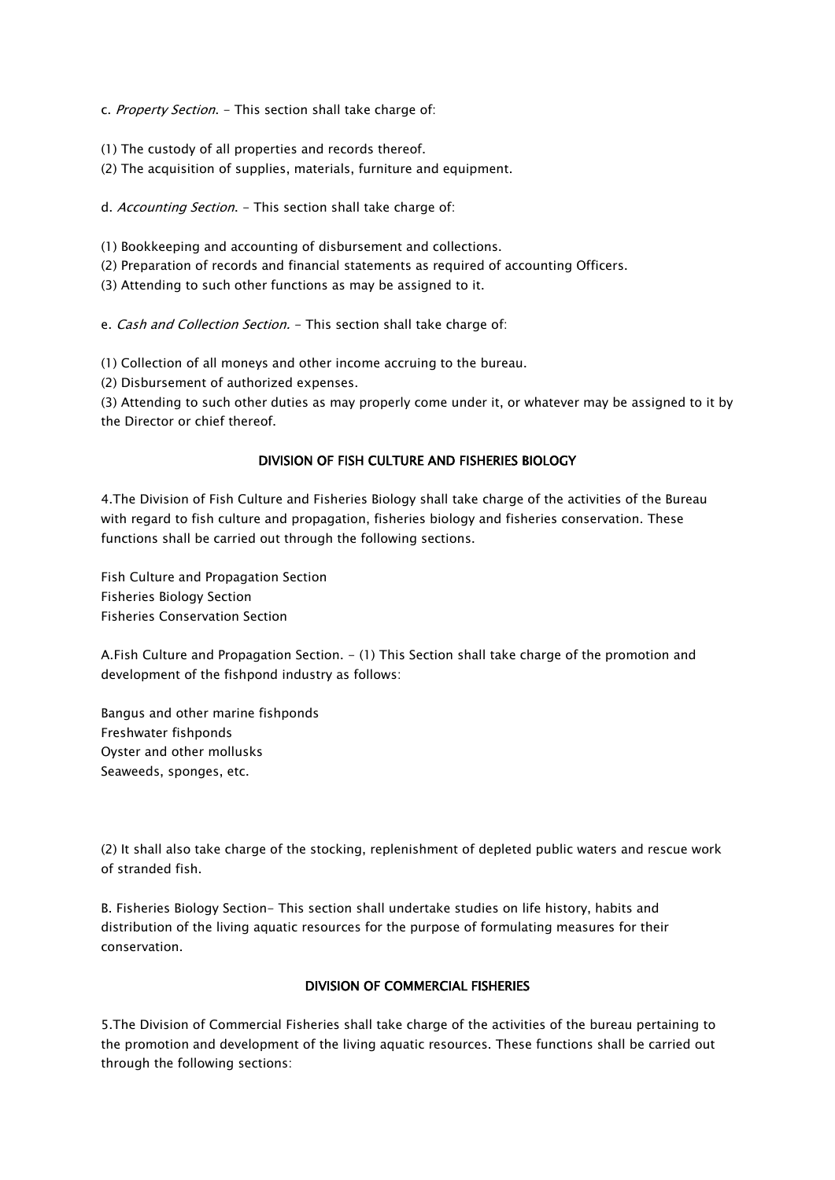c. *Property Section*. - This section shall take charge of:

(1) The custody of all properties and records thereof.
(2) The acquisition of supplies, materials, furniture and equipment.

d. *Accounting Section*. - This section shall take charge of:

(1) Bookkeeping and accounting of disbursement and collections.
(2) Preparation of records and financial statements as required of accounting Officers.
(3) Attending to such other functions as may be assigned to it.

e. *Cash and Collection Section.* - This section shall take charge of:

(1) Collection of all moneys and other income accruing to the bureau.
(2) Disbursement of authorized expenses.
(3) Attending to such other duties as may properly come under it, or whatever may be assigned to it by the Director or chief thereof.

## DIVISION OF FISH CULTURE AND FISHERIES BIOLOGY

4.The Division of Fish Culture and Fisheries Biology shall take charge of the activities of the Bureau with regard to fish culture and propagation, fisheries biology and fisheries conservation. These functions shall be carried out through the following sections.

Fish Culture and Propagation Section
Fisheries Biology Section
Fisheries Conservation Section

A.Fish Culture and Propagation Section. - (1) This Section shall take charge of the promotion and development of the fishpond industry as follows:

Bangus and other marine fishponds
Freshwater fishponds
Oyster and other mollusks
Seaweeds, sponges, etc.

(2) It shall also take charge of the stocking, replenishment of depleted public waters and rescue work of stranded fish.

B. Fisheries Biology Section- This section shall undertake studies on life history, habits and distribution of the living aquatic resources for the purpose of formulating measures for their conservation.

## DIVISION OF COMMERCIAL FISHERIES

5.The Division of Commercial Fisheries shall take charge of the activities of the bureau pertaining to the promotion and development of the living aquatic resources. These functions shall be carried out through the following sections: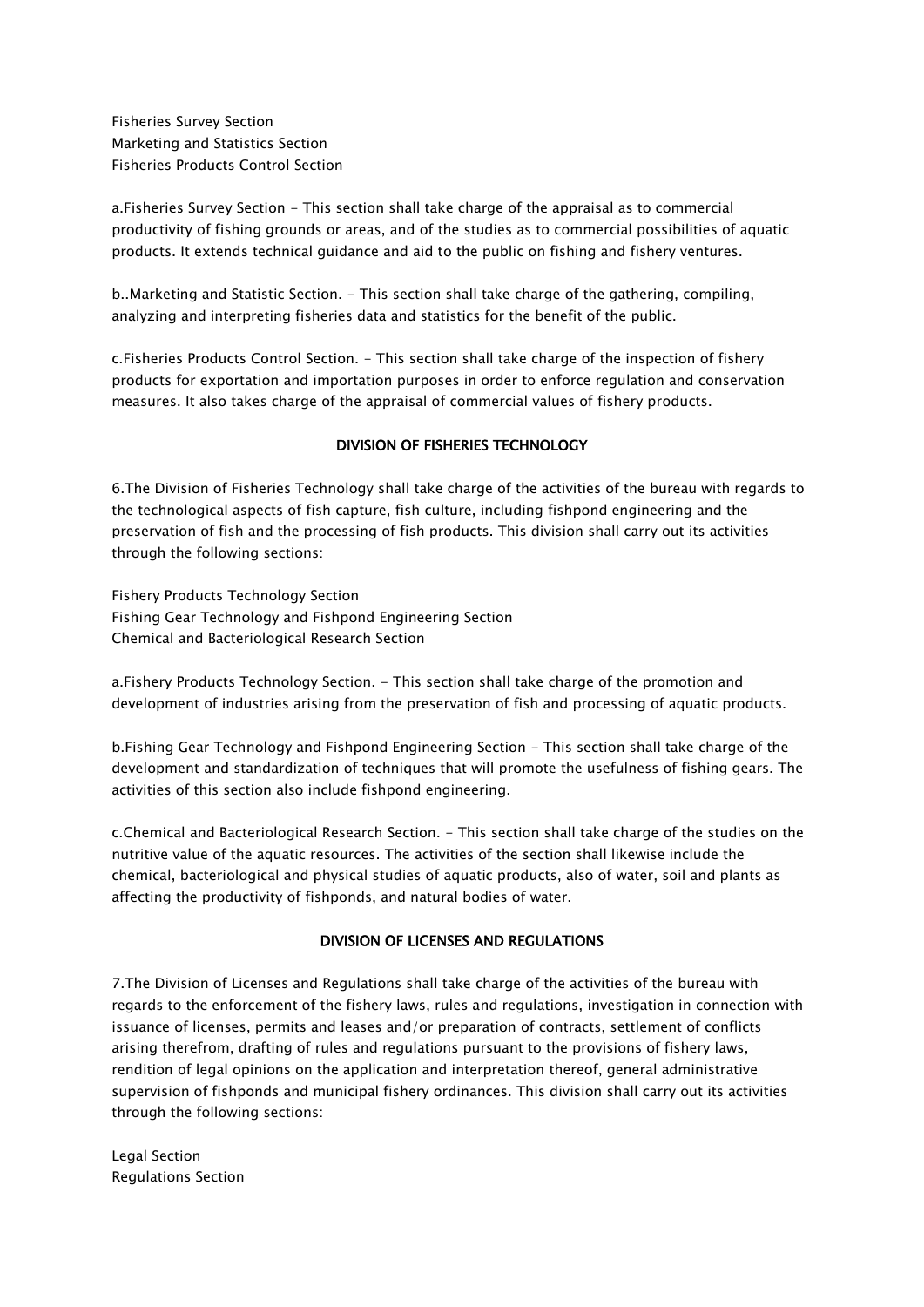Fisheries Survey Section
Marketing and Statistics Section
Fisheries Products Control Section

a.Fisheries Survey Section - This section shall take charge of the appraisal as to commercial productivity of fishing grounds or areas, and of the studies as to commercial possibilities of aquatic products. It extends technical guidance and aid to the public on fishing and fishery ventures.

b..Marketing and Statistic Section. - This section shall take charge of the gathering, compiling, analyzing and interpreting fisheries data and statistics for the benefit of the public.

c.Fisheries Products Control Section. - This section shall take charge of the inspection of fishery products for exportation and importation purposes in order to enforce regulation and conservation measures. It also takes charge of the appraisal of commercial values of fishery products.

## DIVISION OF FISHERIES TECHNOLOGY

6.The Division of Fisheries Technology shall take charge of the activities of the bureau with regards to the technological aspects of fish capture, fish culture, including fishpond engineering and the preservation of fish and the processing of fish products. This division shall carry out its activities through the following sections:

Fishery Products Technology Section
Fishing Gear Technology and Fishpond Engineering Section
Chemical and Bacteriological Research Section

a.Fishery Products Technology Section. - This section shall take charge of the promotion and development of industries arising from the preservation of fish and processing of aquatic products.

b.Fishing Gear Technology and Fishpond Engineering Section - This section shall take charge of the development and standardization of techniques that will promote the usefulness of fishing gears. The activities of this section also include fishpond engineering.

c.Chemical and Bacteriological Research Section. - This section shall take charge of the studies on the nutritive value of the aquatic resources. The activities of the section shall likewise include the chemical, bacteriological and physical studies of aquatic products, also of water, soil and plants as affecting the productivity of fishponds, and natural bodies of water.

## DIVISION OF LICENSES AND REGULATIONS

7.The Division of Licenses and Regulations shall take charge of the activities of the bureau with regards to the enforcement of the fishery laws, rules and regulations, investigation in connection with issuance of licenses, permits and leases and/or preparation of contracts, settlement of conflicts arising therefrom, drafting of rules and regulations pursuant to the provisions of fishery laws, rendition of legal opinions on the application and interpretation thereof, general administrative supervision of fishponds and municipal fishery ordinances. This division shall carry out its activities through the following sections:

Legal Section
Regulations Section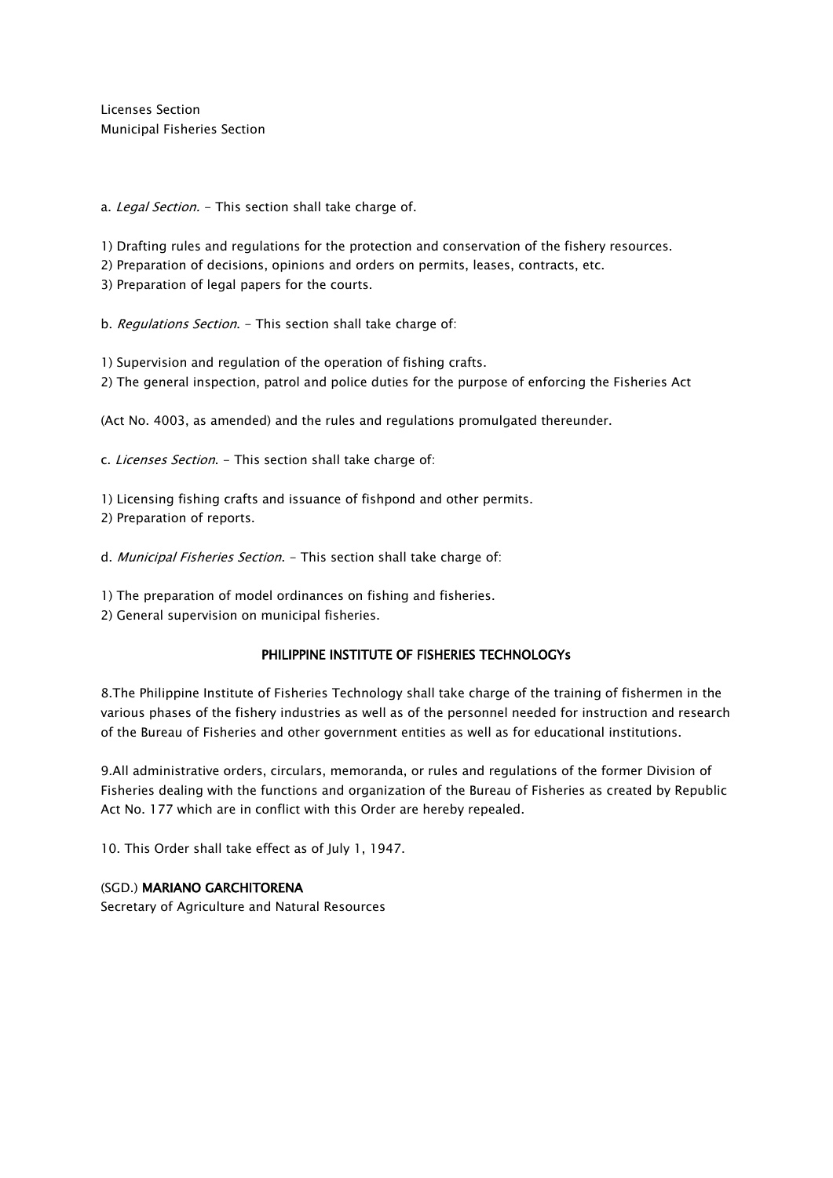Licenses Section
Municipal Fisheries Section

a. *Legal Section.* - This section shall take charge of.

1) Drafting rules and regulations for the protection and conservation of the fishery resources.
2) Preparation of decisions, opinions and orders on permits, leases, contracts, etc.
3) Preparation of legal papers for the courts.

b. *Regulations Section*. - This section shall take charge of:

1) Supervision and regulation of the operation of fishing crafts.
2) The general inspection, patrol and police duties for the purpose of enforcing the Fisheries Act

(Act No. 4003, as amended) and the rules and regulations promulgated thereunder.

c. *Licenses Section*. - This section shall take charge of:

1) Licensing fishing crafts and issuance of fishpond and other permits.
2) Preparation of reports.

d. *Municipal Fisheries Section*. - This section shall take charge of:

1) The preparation of model ordinances on fishing and fisheries.
2) General supervision on municipal fisheries.

**PHILIPPINE INSTITUTE OF FISHERIES TECHNOLOGYs**

8.The Philippine Institute of Fisheries Technology shall take charge of the training of fishermen in the various phases of the fishery industries as well as of the personnel needed for instruction and research of the Bureau of Fisheries and other government entities as well as for educational institutions.

9.All administrative orders, circulars, memoranda, or rules and regulations of the former Division of Fisheries dealing with the functions and organization of the Bureau of Fisheries as created by Republic Act No. 177 which are in conflict with this Order are hereby repealed.

10. This Order shall take effect as of July 1, 1947.

(SGD.) **MARIANO GARCHITORENA**
Secretary of Agriculture and Natural Resources